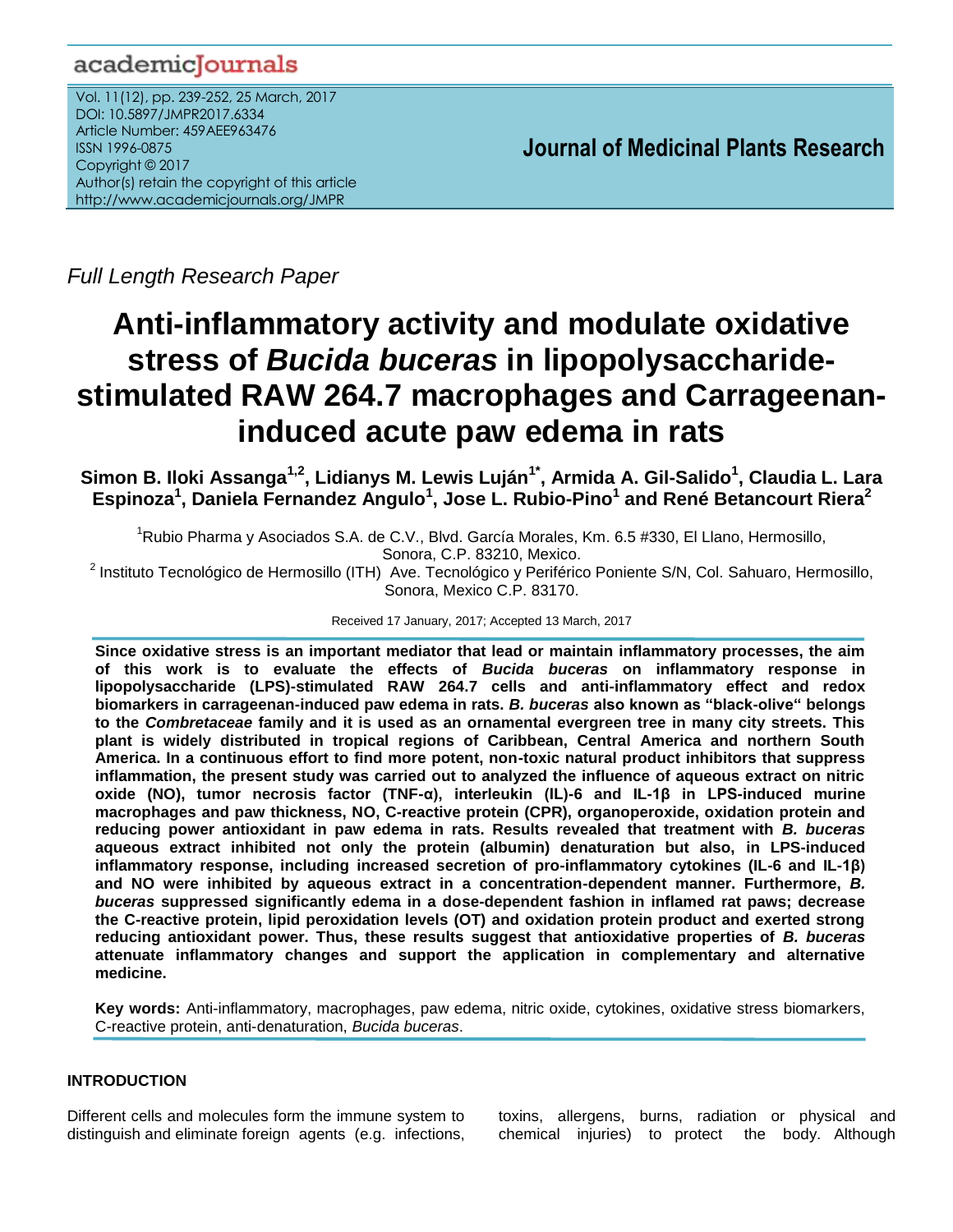Full Length Research Paper

# Anti-inflammatory activity and modulate oxidative stress of *Bucida buceras* in lipopolysaccharide-stimulated RAW 264.7 macrophages and Carrageenan-induced acute paw edema in rats

**Simon B. Iloki Assanga[1,2], Lidianys M. Lewis Luján[1*], Armida A. Gil-Salido[1], Claudia L. Lara Espinoza[1], Daniela Fernandez Angulo[1], Jose L. Rubio-Pino[1] and René Betancourt Riera[2]**

[1]Rubio Pharma y Asociados S.A. de C.V., Blvd. García Morales, Km. 6.5 #330, El Llano, Hermosillo, Sonora, C.P. 83210, Mexico.

[2] Instituto Tecnológico de Hermosillo (ITH) Ave. Tecnológico y Periférico Poniente S/N, Col. Sahuaro, Hermosillo, Sonora, Mexico C.P. 83170.

Received 17 January, 2017; Accepted 13 March, 2017

**Since oxidative stress is an important mediator that lead or maintain inflammatory processes, the aim of this work is to evaluate the effects of *Bucida buceras* on inflammatory response in lipopolysaccharide (LPS)-stimulated RAW 264.7 cells and anti-inflammatory effect and redox biomarkers in carrageenan-induced paw edema in rats. *B. buceras* also known as "black-olive" belongs to the *Combretaceae* family and it is used as an ornamental evergreen tree in many city streets. This plant is widely distributed in tropical regions of Caribbean, Central America and northern South America. In a continuous effort to find more potent, non-toxic natural product inhibitors that suppress inflammation, the present study was carried out to analyzed the influence of aqueous extract on nitric oxide (NO), tumor necrosis factor (TNF-α), interleukin (IL)-6 and IL-1β in LPS-induced murine macrophages and paw thickness, NO, C-reactive protein (CPR), organoperoxide, oxidation protein and reducing power antioxidant in paw edema in rats. Results revealed that treatment with *B. buceras* aqueous extract inhibited not only the protein (albumin) denaturation but also, in LPS-induced inflammatory response, including increased secretion of pro-inflammatory cytokines (IL-6 and IL-1β) and NO were inhibited by aqueous extract in a concentration-dependent manner. Furthermore, *B. buceras* suppressed significantly edema in a dose-dependent fashion in inflamed rat paws; decrease the C-reactive protein, lipid peroxidation levels (OT) and oxidation protein product and exerted strong reducing antioxidant power. Thus, these results suggest that antioxidative properties of *B. buceras* attenuate inflammatory changes and support the application in complementary and alternative medicine.**

**Key words:** Anti-inflammatory, macrophages, paw edema, nitric oxide, cytokines, oxidative stress biomarkers, C-reactive protein, anti-denaturation, *Bucida buceras*.

## INTRODUCTION

Different cells and molecules form the immune system to distinguish and eliminate foreign agents (e.g. infections, toxins, allergens, burns, radiation or physical and chemical injuries) to protect the body. Although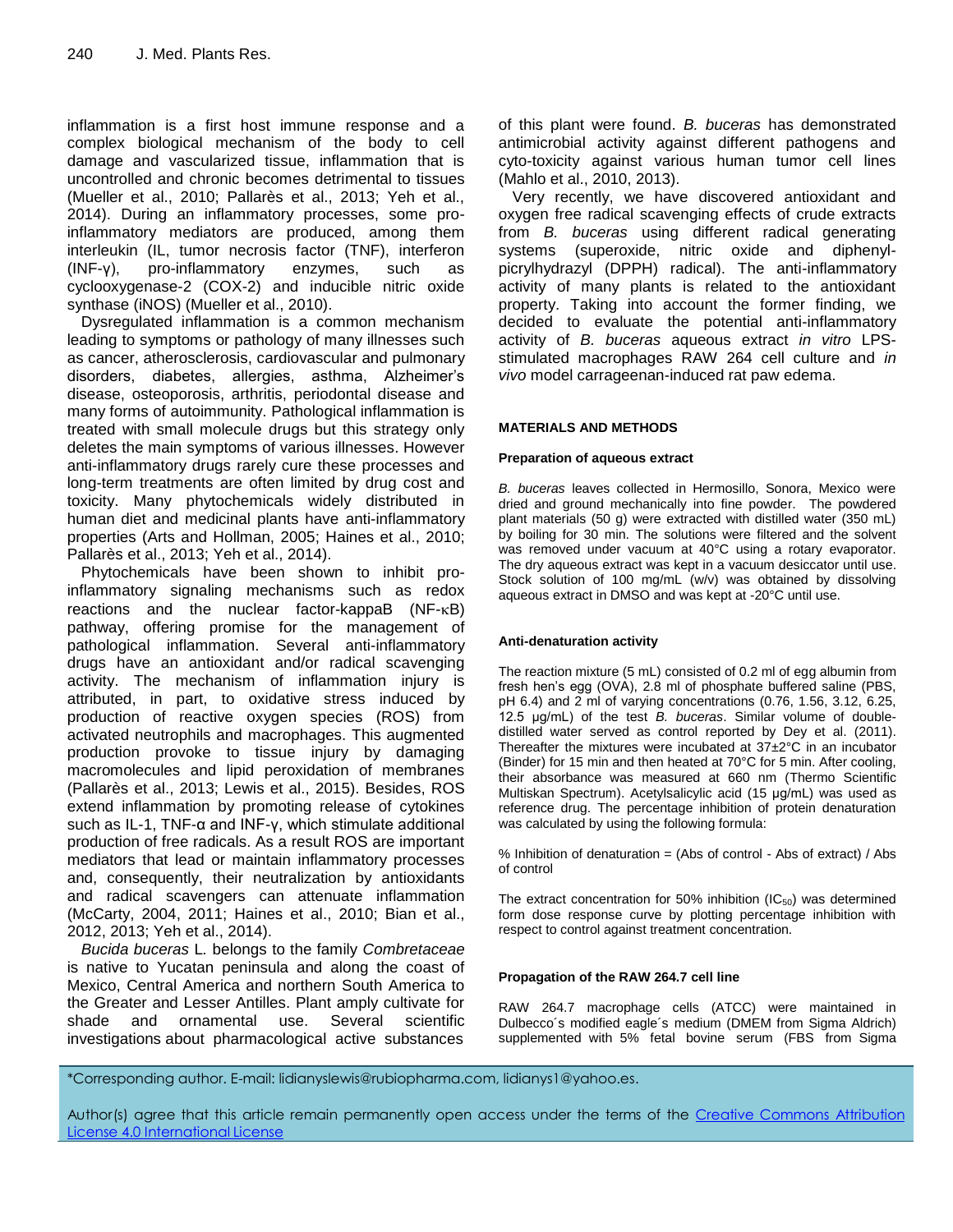inflammation is a first host immune response and a complex biological mechanism of the body to cell damage and vascularized tissue, inflammation that is uncontrolled and chronic becomes detrimental to tissues (Mueller et al., 2010; Pallarès et al., 2013; Yeh et al., 2014). During an inflammatory processes, some pro-inflammatory mediators are produced, among them interleukin (IL, tumor necrosis factor (TNF), interferon (INF-γ), pro-inflammatory enzymes, such as cyclooxygenase-2 (COX-2) and inducible nitric oxide synthase (iNOS) (Mueller et al., 2010).

Dysregulated inflammation is a common mechanism leading to symptoms or pathology of many illnesses such as cancer, atherosclerosis, cardiovascular and pulmonary disorders, diabetes, allergies, asthma, Alzheimer's disease, osteoporosis, arthritis, periodontal disease and many forms of autoimmunity. Pathological inflammation is treated with small molecule drugs but this strategy only deletes the main symptoms of various illnesses. However anti-inflammatory drugs rarely cure these processes and long-term treatments are often limited by drug cost and toxicity. Many phytochemicals widely distributed in human diet and medicinal plants have anti-inflammatory properties (Arts and Hollman, 2005; Haines et al., 2010; Pallarès et al., 2013; Yeh et al., 2014).

Phytochemicals have been shown to inhibit pro-inflammatory signaling mechanisms such as redox reactions and the nuclear factor-kappaB (NF-κB) pathway, offering promise for the management of pathological inflammation. Several anti-inflammatory drugs have an antioxidant and/or radical scavenging activity. The mechanism of inflammation injury is attributed, in part, to oxidative stress induced by production of reactive oxygen species (ROS) from activated neutrophils and macrophages. This augmented production provoke to tissue injury by damaging macromolecules and lipid peroxidation of membranes (Pallarès et al., 2013; Lewis et al., 2015). Besides, ROS extend inflammation by promoting release of cytokines such as IL-1, TNF-α and INF-γ, which stimulate additional production of free radicals. As a result ROS are important mediators that lead or maintain inflammatory processes and, consequently, their neutralization by antioxidants and radical scavengers can attenuate inflammation (McCarty, 2004, 2011; Haines et al., 2010; Bian et al., 2012, 2013; Yeh et al., 2014).

*Bucida buceras* L. belongs to the family *Combretaceae* is native to Yucatan peninsula and along the coast of Mexico, Central America and northern South America to the Greater and Lesser Antilles. Plant amply cultivate for shade and ornamental use. Several scientific investigations about pharmacological active substances of this plant were found. *B. buceras* has demonstrated antimicrobial activity against different pathogens and cyto-toxicity against various human tumor cell lines (Mahlo et al., 2010, 2013).

Very recently, we have discovered antioxidant and oxygen free radical scavenging effects of crude extracts from *B. buceras* using different radical generating systems (superoxide, nitric oxide and diphenyl-picrylhydrazyl (DPPH) radical). The anti-inflammatory activity of many plants is related to the antioxidant property. Taking into account the former finding, we decided to evaluate the potential anti-inflammatory activity of *B. buceras* aqueous extract *in vitro* LPS-stimulated macrophages RAW 264 cell culture and *in vivo* model carrageenan-induced rat paw edema.

## MATERIALS AND METHODS

### Preparation of aqueous extract

*B. buceras* leaves collected in Hermosillo, Sonora, Mexico were dried and ground mechanically into fine powder. The powdered plant materials (50 g) were extracted with distilled water (350 mL) by boiling for 30 min. The solutions were filtered and the solvent was removed under vacuum at 40°C using a rotary evaporator. The dry aqueous extract was kept in a vacuum desiccator until use. Stock solution of 100 mg/mL (w/v) was obtained by dissolving aqueous extract in DMSO and was kept at -20°C until use.

### Anti-denaturation activity

The reaction mixture (5 mL) consisted of 0.2 ml of egg albumin from fresh hen's egg (OVA), 2.8 ml of phosphate buffered saline (PBS, pH 6.4) and 2 ml of varying concentrations (0.76, 1.56, 3.12, 6.25, 12.5 µg/mL) of the test *B. buceras*. Similar volume of double-distilled water served as control reported by Dey et al. (2011). Thereafter the mixtures were incubated at 37±2°C in an incubator (Binder) for 15 min and then heated at 70°C for 5 min. After cooling, their absorbance was measured at 660 nm (Thermo Scientific Multiskan Spectrum). Acetylsalicylic acid (15 µg/mL) was used as reference drug. The percentage inhibition of protein denaturation was calculated by using the following formula:

% Inhibition of denaturation = (Abs of control - Abs of extract) / Abs of control

The extract concentration for 50% inhibition ($IC_{50}$) was determined form dose response curve by plotting percentage inhibition with respect to control against treatment concentration.

### Propagation of the RAW 264.7 cell line

RAW 264.7 macrophage cells (ATCC) were maintained in Dulbecco´s modified eagle´s medium (DMEM from Sigma Aldrich) supplemented with 5% fetal bovine serum (FBS from Sigma

*Corresponding author. E-mail: lidianyslewis@rubiopharma.com, lidianys1@yahoo.es.

Author(s) agree that this article remain permanently open access under the terms of the Creative Commons Attribution License 4.0 International License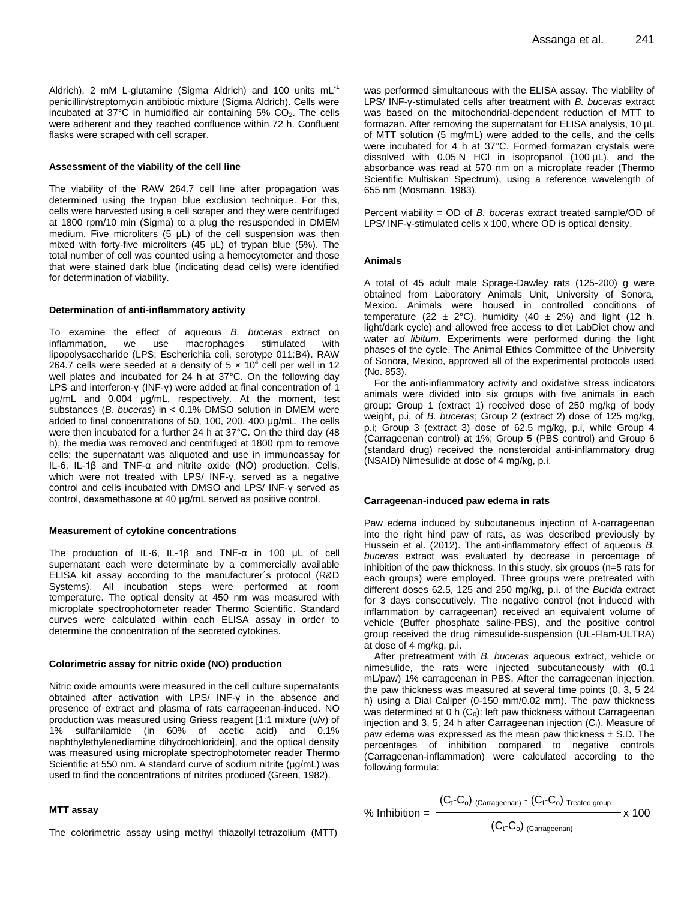Aldrich), 2 mM L-glutamine (Sigma Aldrich) and 100 units $mL^{-1}$ penicillin/streptomycin antibiotic mixture (Sigma Aldrich). Cells were incubated at 37°C in humidified air containing 5% $CO_2$. The cells were adherent and they reached confluence within 72 h. Confluent flasks were scraped with cell scraper.

#### Assessment of the viability of the cell line

The viability of the RAW 264.7 cell line after propagation was determined using the trypan blue exclusion technique. For this, cells were harvested using a cell scraper and they were centrifuged at 1800 rpm/10 min (Sigma) to a plug the resuspended in DMEM medium. Five microliters (5 µL) of the cell suspension was then mixed with forty-five microliters (45 µL) of trypan blue (5%). The total number of cell was counted using a hemocytometer and those that were stained dark blue (indicating dead cells) were identified for determination of viability.

#### Determination of anti-inflammatory activity

To examine the effect of aqueous *B. buceras* extract on inflammation, we use macrophages stimulated with lipopolysaccharide (LPS: Escherichia coli, serotype 011:B4). RAW 264.7 cells were seeded at a density of $5 \times 10^4$ cell per well in 12 well plates and incubated for 24 h at 37°C. On the following day LPS and interferon-γ (INF-γ) were added at final concentration of 1 µg/mL and 0.004 µg/mL, respectively. At the moment, test substances (*B. buceras*) in < 0.1% DMSO solution in DMEM were added to final concentrations of 50, 100, 200, 400 µg/mL. The cells were then incubated for a further 24 h at 37°C. On the third day (48 h), the media was removed and centrifuged at 1800 rpm to remove cells; the supernatant was aliquoted and use in immunoassay for IL-6, IL-1β and TNF-α and nitrite oxide (NO) production. Cells, which were not treated with LPS/ INF-γ, served as a negative control and cells incubated with DMSO and LPS/ INF-γ served as control, dexamethasone at 40 µg/mL served as positive control.

#### Measurement of cytokine concentrations

The production of IL-6, IL-1β and TNF-α in 100 µL of cell supernatant each were determinate by a commercially available ELISA kit assay according to the manufacturer´s protocol (R&D Systems). All incubation steps were performed at room temperature. The optical density at 450 nm was measured with microplate spectrophotometer reader Thermo Scientific. Standard curves were calculated within each ELISA assay in order to determine the concentration of the secreted cytokines.

#### Colorimetric assay for nitric oxide (NO) production

Nitric oxide amounts were measured in the cell culture supernatants obtained after activation with LPS/ INF-γ in the absence and presence of extract and plasma of rats carrageenan-induced. NO production was measured using Griess reagent [1:1 mixture (v/v) of 1% sulfanilamide (in 60% of acetic acid) and 0.1% naphthylethylenediamine dihydrochloridein], and the optical density was measured using microplate spectrophotometer reader Thermo Scientific at 550 nm. A standard curve of sodium nitrite (µg/mL) was used to find the concentrations of nitrites produced (Green, 1982).

#### MTT assay

The colorimetric assay using methyl thiazollyl tetrazolium (MTT) was performed simultaneous with the ELISA assay. The viability of LPS/ INF-γ-stimulated cells after treatment with *B. buceras* extract was based on the mitochondrial-dependent reduction of MTT to formazan. After removing the supernatant for ELISA analysis, 10 µL of MTT solution (5 mg/mL) were added to the cells, and the cells were incubated for 4 h at 37°C. Formed formazan crystals were dissolved with 0.05 N HCl in isopropanol (100 µL), and the absorbance was read at 570 nm on a microplate reader (Thermo Scientific Multiskan Spectrum), using a reference wavelength of 655 nm (Mosmann, 1983).

Percent viability = OD of *B. buceras* extract treated sample/OD of LPS/ INF-γ-stimulated cells x 100, where OD is optical density.

#### Animals

A total of 45 adult male Sprage-Dawley rats (125-200) g were obtained from Laboratory Animals Unit, University of Sonora, Mexico. Animals were housed in controlled conditions of temperature (22 ± 2°C), humidity (40 ± 2%) and light (12 h. light/dark cycle) and allowed free access to diet LabDiet chow and water *ad libitum*. Experiments were performed during the light phases of the cycle. The Animal Ethics Committee of the University of Sonora, Mexico, approved all of the experimental protocols used (No. 853).

For the anti-inflammatory activity and oxidative stress indicators animals were divided into six groups with five animals in each group: Group 1 (extract 1) received dose of 250 mg/kg of body weight, p.i, of *B. buceras*; Group 2 (extract 2) dose of 125 mg/kg, p.i; Group 3 (extract 3) dose of 62.5 mg/kg, p.i, while Group 4 (Carrageenan control) at 1%; Group 5 (PBS control) and Group 6 (standard drug) received the nonsteroidal anti-inflammatory drug (NSAID) Nimesulide at dose of 4 mg/kg, p.i.

#### Carrageenan-induced paw edema in rats

Paw edema induced by subcutaneous injection of λ-carrageenan into the right hind paw of rats, as was described previously by Hussein et al. (2012). The anti-inflammatory effect of aqueous *B. buceras* extract was evaluated by decrease in percentage of inhibition of the paw thickness. In this study, six groups (n=5 rats for each groups) were employed. Three groups were pretreated with different doses 62.5, 125 and 250 mg/kg, p.i. of the *Bucida* extract for 3 days consecutively. The negative control (not induced with inflammation by carrageenan) received an equivalent volume of vehicle (Buffer phosphate saline-PBS), and the positive control group received the drug nimesulide-suspension (UL-Flam-ULTRA) at dose of 4 mg/kg, p.i.

After pretreatment with *B. buceras* aqueous extract, vehicle or nimesulide, the rats were injected subcutaneously with (0.1 mL/paw) 1% carrageenan in PBS. After the carrageenan injection, the paw thickness was measured at several time points (0, 3, 5 24 h) using a Dial Caliper (0-150 mm/0.02 mm). The paw thickness was determined at 0 h ($C_0$): left paw thickness without Carrageenan injection and 3, 5, 24 h after Carrageenan injection ($C_t$). Measure of paw edema was expressed as the mean paw thickness ± S.D. The percentages of inhibition compared to negative controls (Carrageenan-inflammation) were calculated according to the following formula:

$$\% \text{ Inhibition} = \frac{(C_t - C_o)_{\text{(Carrageenan)}} - (C_t - C_o)_{\text{Treated group}}}{(C_t - C_o)_{\text{(Carrageenan)}}} \times 100$$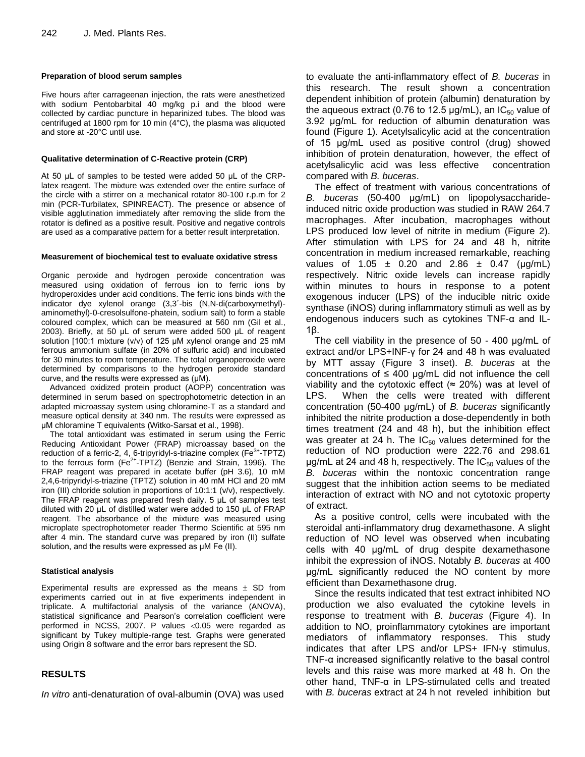#### Preparation of blood serum samples

Five hours after carrageenan injection, the rats were anesthetized with sodium Pentobarbital 40 mg/kg p.i and the blood were collected by cardiac puncture in heparinized tubes. The blood was centrifuged at 1800 rpm for 10 min (4°C), the plasma was aliquoted and store at -20°C until use.

#### Qualitative determination of C-Reactive protein (CRP)

At 50 µL of samples to be tested were added 50 µL of the CRP-latex reagent. The mixture was extended over the entire surface of the circle with a stirrer on a mechanical rotator 80-100 r.p.m for 2 min (PCR-Turbilatex, SPINREACT). The presence or absence of visible agglutination immediately after removing the slide from the rotator is defined as a positive result. Positive and negative controls are used as a comparative pattern for a better result interpretation.

#### Measurement of biochemical test to evaluate oxidative stress

Organic peroxide and hydrogen peroxide concentration was measured using oxidation of ferrous ion to ferric ions by hydroperoxides under acid conditions. The ferric ions binds with the indicator dye xylenol orange (3,3´-bis (N,N-di(carboxymethyl)-aminomethyl)-0-cresolsulfone-phatein, sodium salt) to form a stable coloured complex, which can be measured at 560 nm (Gil et al., 2003). Briefly, at 50 µL of serum were added 500 µL of reagent solution [100:1 mixture (v/v) of 125 µM xylenol orange and 25 mM ferrous ammonium sulfate (in 20% of sulfuric acid) and incubated for 30 minutes to room temperature. The total organoperoxide were determined by comparisons to the hydrogen peroxide standard curve, and the results were expressed as (µM).

Advanced oxidized protein product (AOPP) concentration was determined in serum based on spectrophotometric detection in an adapted microassay system using chloramine-T as a standard and measure optical density at 340 nm. The results were expressed as µM chloramine T equivalents (Witko-Sarsat et al., 1998).

The total antioxidant was estimated in serum using the Ferric Reducing Antioxidant Power (FRAP) microassay based on the reduction of a ferric-2, 4, 6-tripyridyl-s-triazine complex ($Fe^{3+}$-TPTZ) to the ferrous form ($Fe^{2+}$-TPTZ) (Benzie and Strain, 1996). The FRAP reagent was prepared in acetate buffer (pH 3.6), 10 mM 2,4,6-tripyridyl-s-triazine (TPTZ) solution in 40 mM HCl and 20 mM iron (III) chloride solution in proportions of 10:1:1 (v/v), respectively. The FRAP reagent was prepared fresh daily. 5 µL of samples test diluted with 20 µL of distilled water were added to 150 µL of FRAP reagent. The absorbance of the mixture was measured using microplate spectrophotometer reader Thermo Scientific at 595 nm after 4 min. The standard curve was prepared by iron (II) sulfate solution, and the results were expressed as µM Fe (II).

#### Statistical analysis

Experimental results are expressed as the means ± SD from experiments carried out in at five experiments independent in triplicate. A multifactorial analysis of the variance (ANOVA), statistical significance and Pearson's correlation coefficient were performed in NCSS, 2007. P values $<0.05$ were regarded as significant by Tukey multiple-range test. Graphs were generated using Origin 8 software and the error bars represent the SD.

## RESULTS

*In vitro* anti-denaturation of oval-albumin (OVA) was used to evaluate the anti-inflammatory effect of *B. buceras* in this research. The result shown a concentration dependent inhibition of protein (albumin) denaturation by the aqueous extract (0.76 to 12.5 µg/mL), an $IC_{50}$ value of 3.92 µg/mL for reduction of albumin denaturation was found (Figure 1). Acetylsalicylic acid at the concentration of 15 µg/mL used as positive control (drug) showed inhibition of protein denaturation, however, the effect of acetylsalicylic acid was less effective concentration compared with *B. buceras*.

The effect of treatment with various concentrations of *B. buceras* (50-400 µg/mL) on lipopolysaccharide-induced nitric oxide production was studied in RAW 264.7 macrophages. After incubation, macrophages without LPS produced low level of nitrite in medium (Figure 2). After stimulation with LPS for 24 and 48 h, nitrite concentration in medium increased remarkable, reaching values of 1.05 ± 0.20 and 2.86 ± 0.47 (µg/mL) respectively. Nitric oxide levels can increase rapidly within minutes to hours in response to a potent exogenous inducer (LPS) of the inducible nitric oxide synthase (iNOS) during inflammatory stimuli as well as by endogenous inducers such as cytokines TNF-α and IL-1β.

The cell viability in the presence of 50 - 400 µg/mL of extract and/or LPS+INF-γ for 24 and 48 h was evaluated by MTT assay (Figure 3 inset). *B. buceras* at the concentrations of ≤ 400 µg/mL did not influence the cell viability and the cytotoxic effect (≈ 20%) was at level of LPS. When the cells were treated with different concentration (50-400 µg/mL) of *B. buceras* significantly inhibited the nitrite production a dose-dependently in both times treatment (24 and 48 h), but the inhibition effect was greater at 24 h. The $IC_{50}$ values determined for the reduction of NO production were 222.76 and 298.61 µg/mL at 24 and 48 h, respectively. The $IC_{50}$ values of the *B. buceras* within the nontoxic concentration range suggest that the inhibition action seems to be mediated interaction of extract with NO and not cytotoxic property of extract.

As a positive control, cells were incubated with the steroidal anti-inflammatory drug dexamethasone. A slight reduction of NO level was observed when incubating cells with 40 µg/mL of drug despite dexamethasone inhibit the expression of iNOS. Notably *B. buceras* at 400 µg/mL significantly reduced the NO content by more efficient than Dexamethasone drug.

Since the results indicated that test extract inhibited NO production we also evaluated the cytokine levels in response to treatment with *B. buceras* (Figure 4). In addition to NO, proinflammatory cytokines are important mediators of inflammatory responses. This study indicates that after LPS and/or LPS+ IFN-γ stimulus, TNF-α increased significantly relative to the basal control levels and this raise was more marked at 48 h. On the other hand, TNF-α in LPS-stimulated cells and treated with *B. buceras* extract at 24 h not reveled inhibition but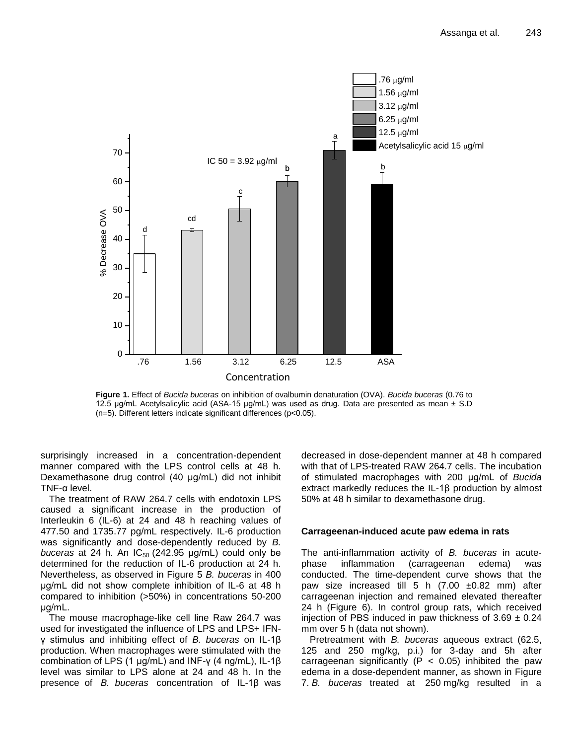**Figure 1.** Effect of *Bucida buceras* on inhibition of ovalbumin denaturation (OVA). *Bucida buceras* (0.76 to 12.5 µg/mL Acetylsalicylic acid (ASA-15 µg/mL) was used as drug. Data are presented as mean ± S.D (n=5). Different letters indicate significant differences (p<0.05).

surprisingly increased in a concentration-dependent manner compared with the LPS control cells at 48 h. Dexamethasone drug control (40 µg/mL) did not inhibit TNF-α level.

The treatment of RAW 264.7 cells with endotoxin LPS caused a significant increase in the production of Interleukin 6 (IL-6) at 24 and 48 h reaching values of 477.50 and 1735.77 pg/mL respectively. IL-6 production was significantly and dose-dependently reduced by *B. buceras* at 24 h. An $IC_{50}$ (242.95 µg/mL) could only be determined for the reduction of IL-6 production at 24 h. Nevertheless, as observed in Figure 5 *B. buceras* in 400 µg/mL did not show complete inhibition of IL-6 at 48 h compared to inhibition (>50%) in concentrations 50-200 µg/mL.

The mouse macrophage-like cell line Raw 264.7 was used for investigated the influence of LPS and LPS+ IFN-γ stimulus and inhibiting effect of *B. buceras* on IL-1β production. When macrophages were stimulated with the combination of LPS (1 µg/mL) and INF-γ (4 ng/mL), IL-1β level was similar to LPS alone at 24 and 48 h. In the presence of *B. buceras* concentration of IL-1β was decreased in dose-dependent manner at 48 h compared with that of LPS-treated RAW 264.7 cells. The incubation of stimulated macrophages with 200 µg/mL of *Bucida* extract markedly reduces the IL-1β production by almost 50% at 48 h similar to dexamethasone drug.

### Carrageenan-induced acute paw edema in rats

The anti-inflammation activity of *B. buceras* in acute-phase inflammation (carrageenan edema) was conducted. The time-dependent curve shows that the paw size increased till 5 h (7.00 ±0.82 mm) after carrageenan injection and remained elevated thereafter 24 h (Figure 6). In control group rats, which received injection of PBS induced in paw thickness of 3.69 ± 0.24 mm over 5 h (data not shown).

Pretreatment with *B. buceras* aqueous extract (62.5, 125 and 250 mg/kg, p.i.) for 3-day and 5h after carrageenan significantly ($P < 0.05$) inhibited the paw edema in a dose-dependent manner, as shown in Figure 7. *B. buceras* treated at 250 mg/kg resulted in a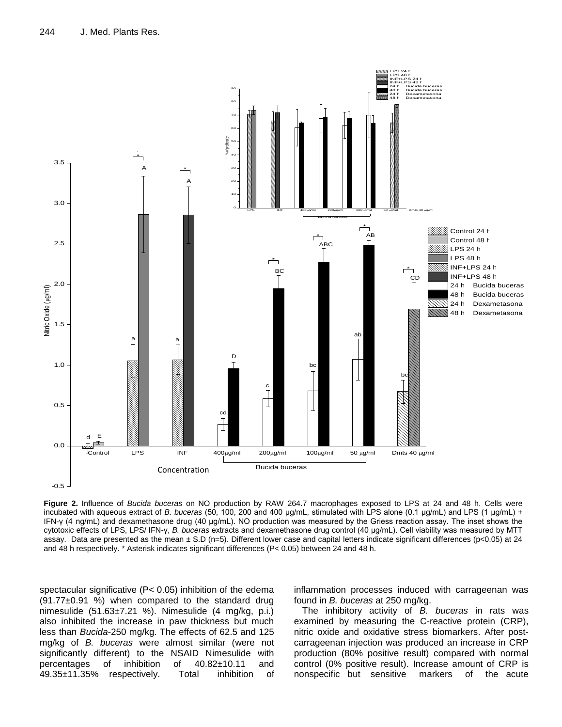**Figure 2.** Influence of *Bucida buceras* on NO production by RAW 264.7 macrophages exposed to LPS at 24 and 48 h. Cells were incubated with aqueous extract of *B. buceras* (50, 100, 200 and 400 µg/mL, stimulated with LPS alone (0.1 µg/mL) and LPS (1 µg/mL) + IFN-γ (4 ng/mL) and dexamethasone drug (40 µg/mL). NO production was measured by the Griess reaction assay. The inset shows the cytotoxic effects of LPS, LPS/ IFN-γ, *B. buceras* extracts and dexamethasone drug control (40 µg/mL). Cell viability was measured by MTT assay. Data are presented as the mean ± S.D (n=5). Different lower case and capital letters indicate significant differences (p<0.05) at 24 and 48 h respectively. * Asterisk indicates significant differences (P< 0.05) between 24 and 48 h.

spectacular significative (P< 0.05) inhibition of the edema (91.77±0.91 %) when compared to the standard drug nimesulide (51.63±7.21 %). Nimesulide (4 mg/kg, p.i.) also inhibited the increase in paw thickness but much less than *Bucida*-250 mg/kg. The effects of 62.5 and 125 mg/kg of *B. buceras* were almost similar (were not significantly different) to the NSAID Nimesulide with percentages of inhibition of 40.82±10.11 and 49.35±11.35% respectively. Total inhibition of inflammation processes induced with carrageenan was found in *B. buceras* at 250 mg/kg.

The inhibitory activity of *B. buceras* in rats was examined by measuring the C-reactive protein (CRP), nitric oxide and oxidative stress biomarkers. After post-carrageenan injection was produced an increase in CRP production (80% positive result) compared with normal control (0% positive result). Increase amount of CRP is nonspecific but sensitive markers of the acute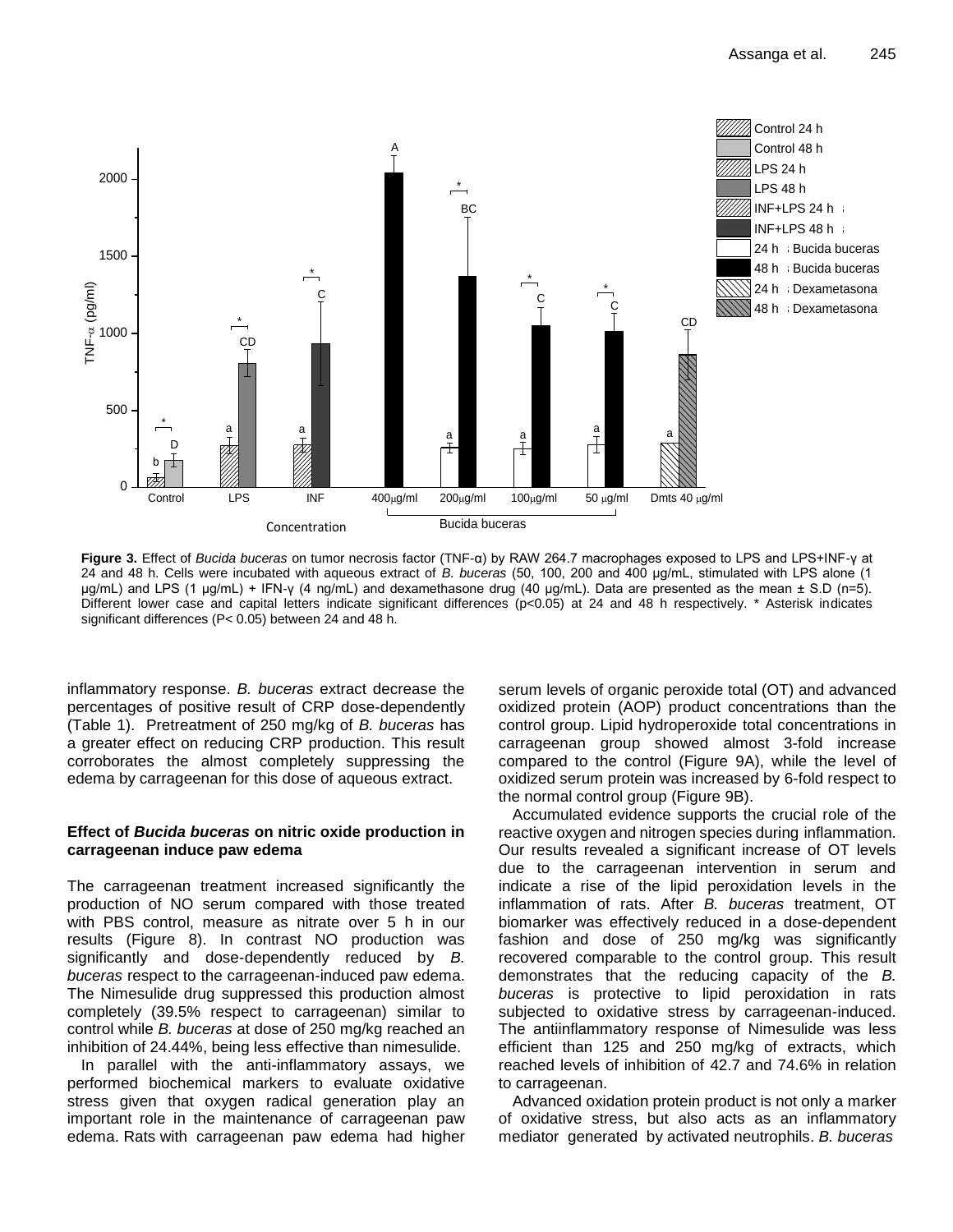**Figure 3.** Effect of *Bucida buceras* on tumor necrosis factor (TNF-α) by RAW 264.7 macrophages exposed to LPS and LPS+INF-γ at 24 and 48 h. Cells were incubated with aqueous extract of *B. buceras* (50, 100, 200 and 400 µg/mL, stimulated with LPS alone (1 µg/mL) and LPS (1 µg/mL) + IFN-γ (4 ng/mL) and dexamethasone drug (40 µg/mL). Data are presented as the mean ± S.D (n=5). Different lower case and capital letters indicate significant differences (p<0.05) at 24 and 48 h respectively. * Asterisk indicates significant differences (P< 0.05) between 24 and 48 h.

inflammatory response. *B. buceras* extract decrease the percentages of positive result of CRP dose-dependently (Table 1). Pretreatment of 250 mg/kg of *B. buceras* has a greater effect on reducing CRP production. This result corroborates the almost completely suppressing the edema by carrageenan for this dose of aqueous extract.

### Effect of *Bucida buceras* on nitric oxide production in carrageenan induce paw edema

The carrageenan treatment increased significantly the production of NO serum compared with those treated with PBS control, measure as nitrate over 5 h in our results (Figure 8). In contrast NO production was significantly and dose-dependently reduced by *B. buceras* respect to the carrageenan-induced paw edema. The Nimesulide drug suppressed this production almost completely (39.5% respect to carrageenan) similar to control while *B. buceras* at dose of 250 mg/kg reached an inhibition of 24.44%, being less effective than nimesulide.

In parallel with the anti-inflammatory assays, we performed biochemical markers to evaluate oxidative stress given that oxygen radical generation play an important role in the maintenance of carrageenan paw edema. Rats with carrageenan paw edema had higher serum levels of organic peroxide total (OT) and advanced oxidized protein (AOP) product concentrations than the control group. Lipid hydroperoxide total concentrations in carrageenan group showed almost 3-fold increase compared to the control (Figure 9A), while the level of oxidized serum protein was increased by 6-fold respect to the normal control group (Figure 9B).

Accumulated evidence supports the crucial role of the reactive oxygen and nitrogen species during inflammation. Our results revealed a significant increase of OT levels due to the carrageenan intervention in serum and indicate a rise of the lipid peroxidation levels in the inflammation of rats. After *B. buceras* treatment, OT biomarker was effectively reduced in a dose-dependent fashion and dose of 250 mg/kg was significantly recovered comparable to the control group. This result demonstrates that the reducing capacity of the *B. buceras* is protective to lipid peroxidation in rats subjected to oxidative stress by carrageenan-induced. The antiinflammatory response of Nimesulide was less efficient than 125 and 250 mg/kg of extracts, which reached levels of inhibition of 42.7 and 74.6% in relation to carrageenan.

Advanced oxidation protein product is not only a marker of oxidative stress, but also acts as an inflammatory mediator generated by activated neutrophils. *B. buceras*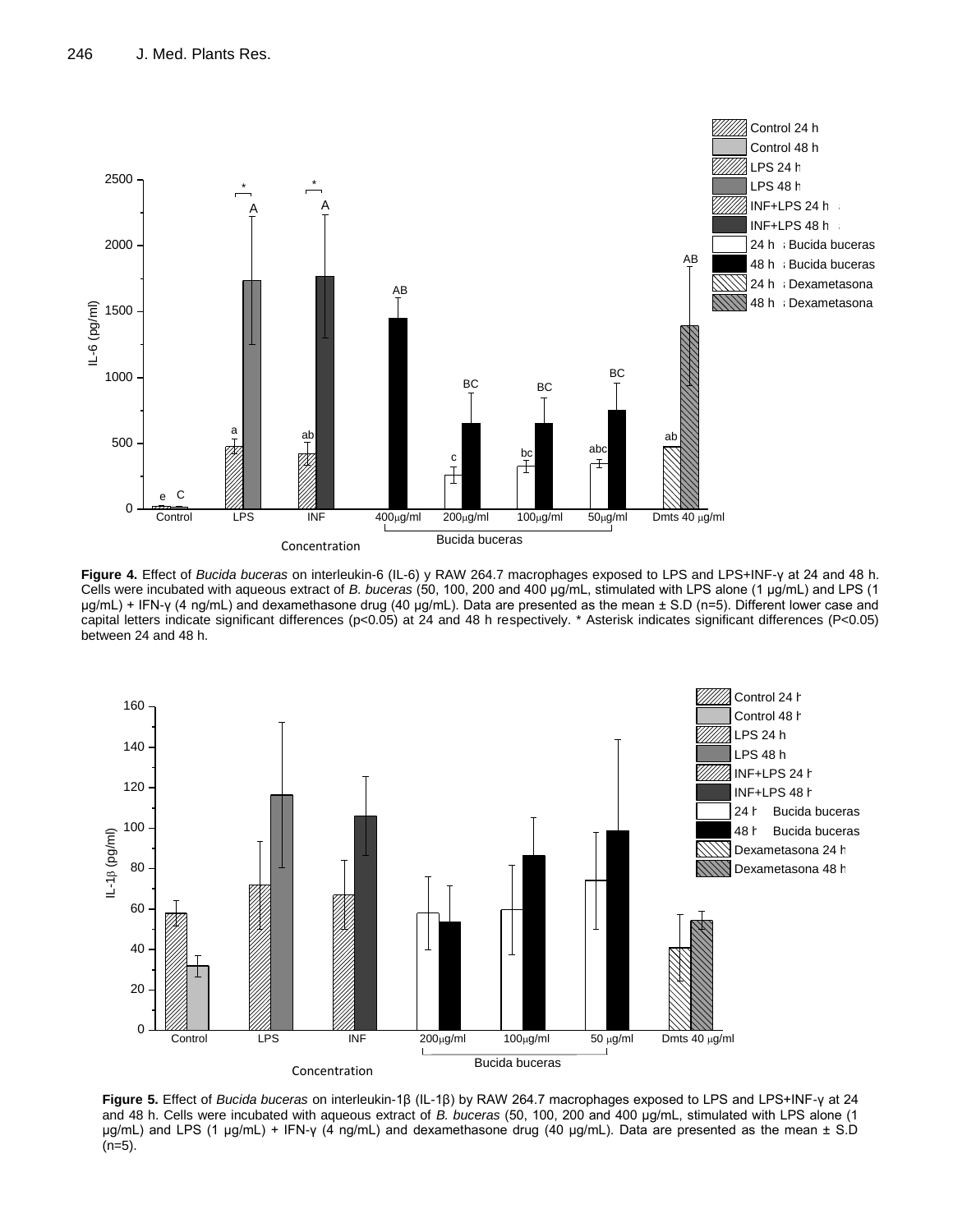**Figure 4.** Effect of *Bucida buceras* on interleukin-6 (IL-6) y RAW 264.7 macrophages exposed to LPS and LPS+INF-γ at 24 and 48 h. Cells were incubated with aqueous extract of *B. buceras* (50, 100, 200 and 400 μg/mL, stimulated with LPS alone (1 μg/mL) and LPS (1 μg/mL) + IFN-γ (4 ng/mL) and dexamethasone drug (40 μg/mL). Data are presented as the mean ± S.D (n=5). Different lower case and capital letters indicate significant differences (p<0.05) at 24 and 48 h respectively. * Asterisk indicates significant differences (P<0.05) between 24 and 48 h.

**Figure 5.** Effect of *Bucida buceras* on interleukin-1β (IL-1β) by RAW 264.7 macrophages exposed to LPS and LPS+INF-γ at 24 and 48 h. Cells were incubated with aqueous extract of *B. buceras* (50, 100, 200 and 400 μg/mL, stimulated with LPS alone (1 μg/mL) and LPS (1 μg/mL) + IFN-γ (4 ng/mL) and dexamethasone drug (40 μg/mL). Data are presented as the mean ± S.D (n=5).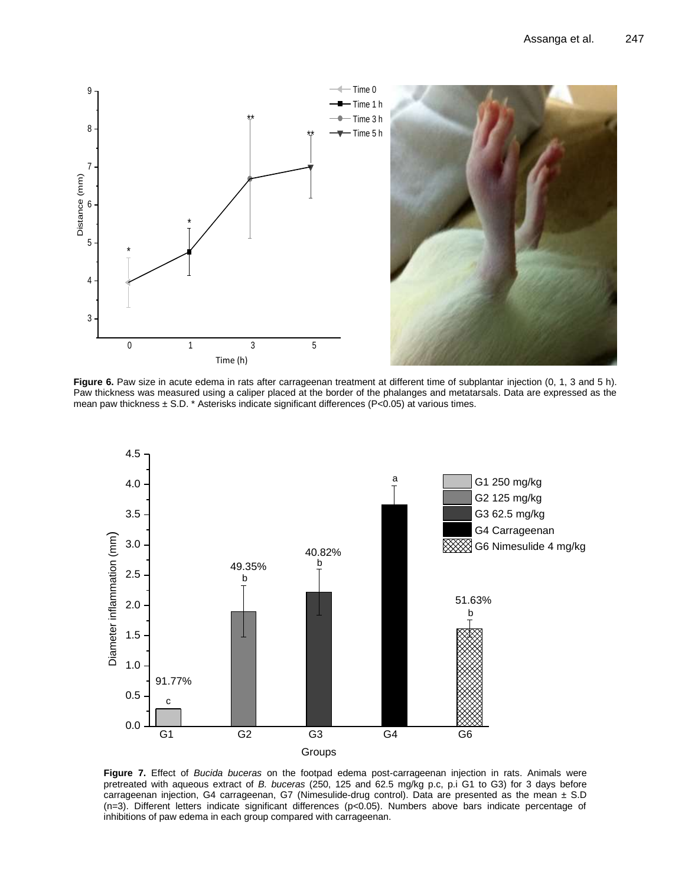**Figure 6.** Paw size in acute edema in rats after carrageenan treatment at different time of subplantar injection (0, 1, 3 and 5 h). Paw thickness was measured using a caliper placed at the border of the phalanges and metatarsals. Data are expressed as the mean paw thickness ± S.D. * Asterisks indicate significant differences (P<0.05) at various times.

**Figure 7.** Effect of *Bucida buceras* on the footpad edema post-carrageenan injection in rats. Animals were pretreated with aqueous extract of *B. buceras* (250, 125 and 62.5 mg/kg p.c, p.i G1 to G3) for 3 days before carrageenan injection, G4 carrageenan, G7 (Nimesulide-drug control). Data are presented as the mean ± S.D (n=3). Different letters indicate significant differences (p<0.05). Numbers above bars indicate percentage of inhibitions of paw edema in each group compared with carrageenan.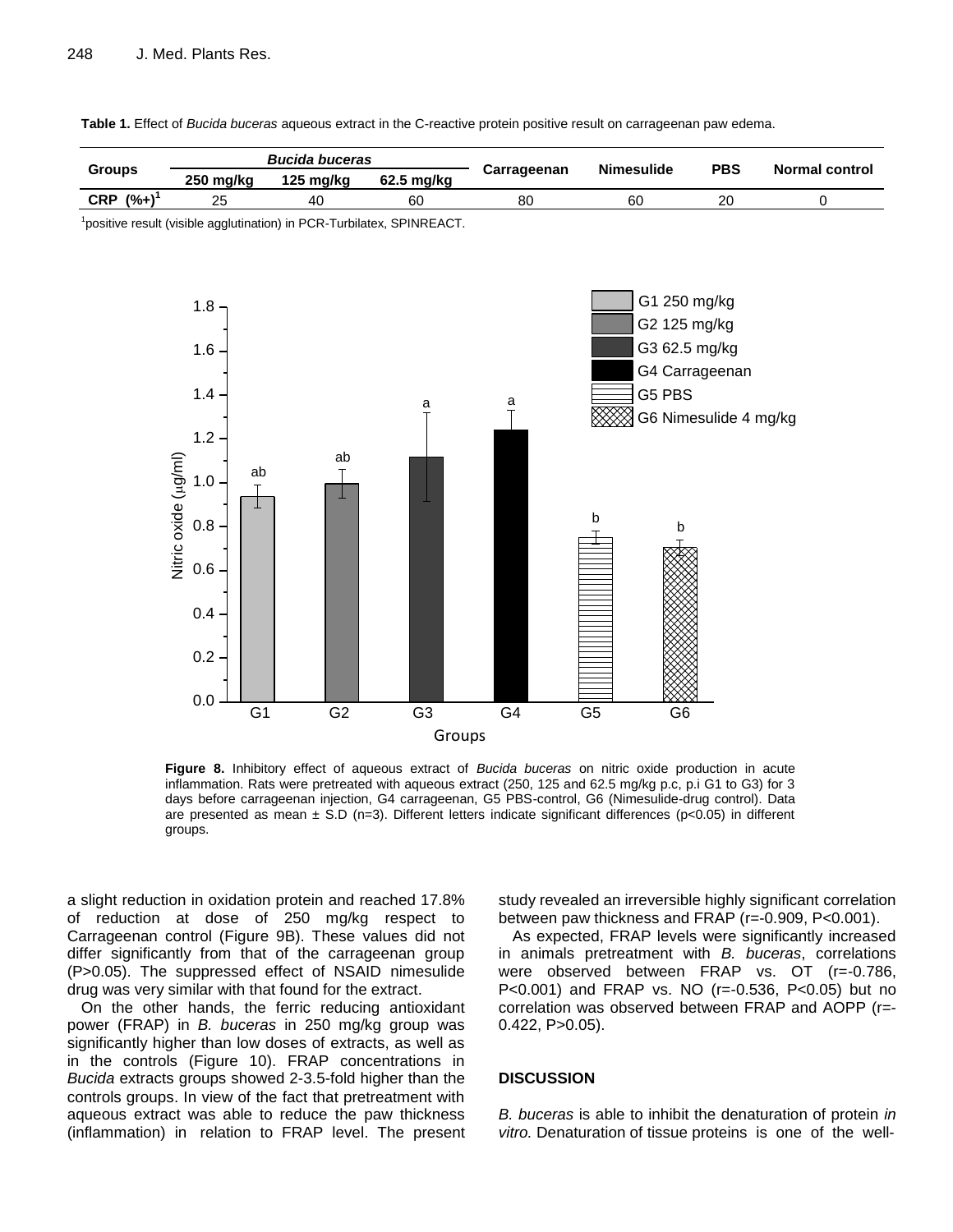**Table 1.** Effect of *Bucida buceras* aqueous extract in the C-reactive protein positive result on carrageenan paw edema.

| Groups | *Bucida buceras* | | | Carrageenan | Nimesulide | PBS | Normal control |
|---|---|---|---|---|---|---|---|
| | 250 mg/kg | 125 mg/kg | 62.5 mg/kg | | | | |
| CRP (%+)[1] | 25 | 40 | 60 | 80 | 60 | 20 | 0 |

[1]positive result (visible agglutination) in PCR-Turbilatex, SPINREACT.

**Figure 8.** Inhibitory effect of aqueous extract of *Bucida buceras* on nitric oxide production in acute inflammation. Rats were pretreated with aqueous extract (250, 125 and 62.5 mg/kg p.c, p.i G1 to G3) for 3 days before carrageenan injection, G4 carrageenan, G5 PBS-control, G6 (Nimesulide-drug control). Data are presented as mean ± S.D (n=3). Different letters indicate significant differences (p<0.05) in different groups.

a slight reduction in oxidation protein and reached 17.8% of reduction at dose of 250 mg/kg respect to Carrageenan control (Figure 9B). These values did not differ significantly from that of the carrageenan group (P>0.05). The suppressed effect of NSAID nimesulide drug was very similar with that found for the extract.

On the other hands, the ferric reducing antioxidant power (FRAP) in *B. buceras* in 250 mg/kg group was significantly higher than low doses of extracts, as well as in the controls (Figure 10). FRAP concentrations in *Bucida* extracts groups showed 2-3.5-fold higher than the controls groups. In view of the fact that pretreatment with aqueous extract was able to reduce the paw thickness (inflammation) in relation to FRAP level. The present study revealed an irreversible highly significant correlation between paw thickness and FRAP (r=-0.909, P<0.001).

As expected, FRAP levels were significantly increased in animals pretreatment with *B. buceras*, correlations were observed between FRAP vs. OT (r=-0.786, P<0.001) and FRAP vs. NO (r=-0.536, P<0.05) but no correlation was observed between FRAP and AOPP (r=-0.422, P>0.05).

## DISCUSSION

*B. buceras* is able to inhibit the denaturation of protein *in vitro.* Denaturation of tissue proteins is one of the well-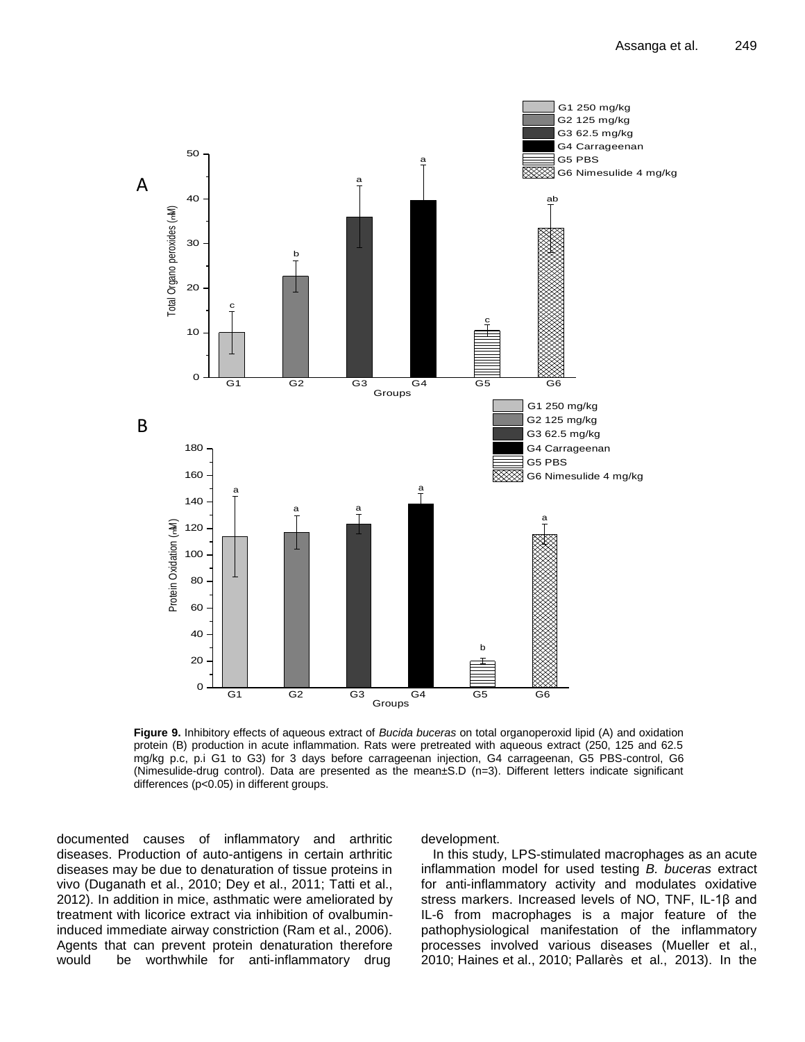**Figure 9.** Inhibitory effects of aqueous extract of *Bucida buceras* on total organoperoxid lipid (A) and oxidation protein (B) production in acute inflammation. Rats were pretreated with aqueous extract (250, 125 and 62.5 mg/kg p.c, p.i G1 to G3) for 3 days before carrageenan injection, G4 carrageenan, G5 PBS-control, G6 (Nimesulide-drug control). Data are presented as the mean±S.D (n=3). Different letters indicate significant differences (p<0.05) in different groups.

documented causes of inflammatory and arthritic diseases. Production of auto-antigens in certain arthritic diseases may be due to denaturation of tissue proteins in vivo (Duganath et al., 2010; Dey et al., 2011; Tatti et al., 2012). In addition in mice, asthmatic were ameliorated by treatment with licorice extract via inhibition of ovalbumin-induced immediate airway constriction (Ram et al., 2006). Agents that can prevent protein denaturation therefore would be worthwhile for anti-inflammatory drug development.

In this study, LPS-stimulated macrophages as an acute inflammation model for used testing *B. buceras* extract for anti-inflammatory activity and modulates oxidative stress markers. Increased levels of NO, TNF, IL-1β and IL-6 from macrophages is a major feature of the pathophysiological manifestation of the inflammatory processes involved various diseases (Mueller et al., 2010; Haines et al., 2010; Pallarès et al., 2013). In the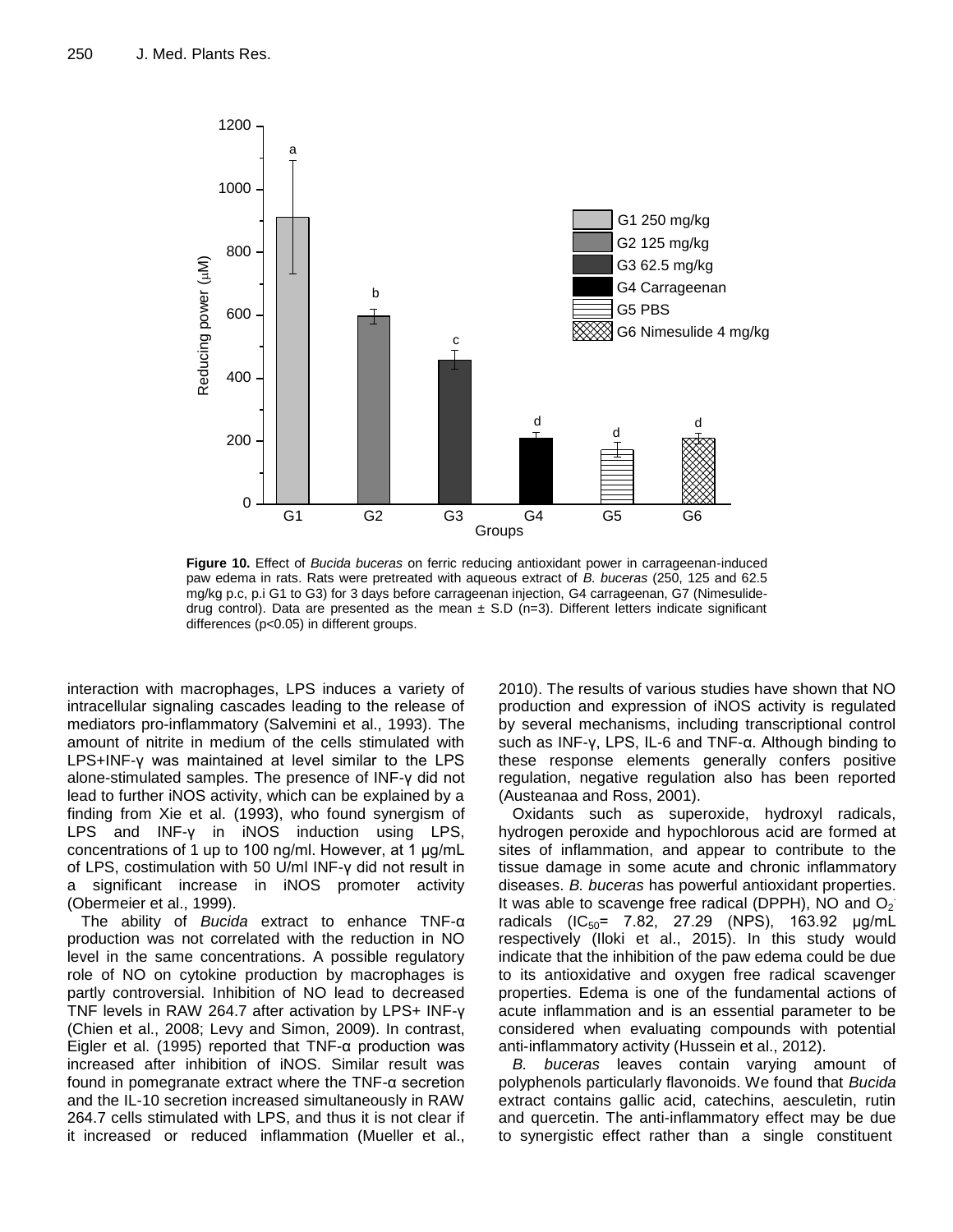**Figure 10.** Effect of *Bucida buceras* on ferric reducing antioxidant power in carrageenan-induced paw edema in rats. Rats were pretreated with aqueous extract of *B. buceras* (250, 125 and 62.5 mg/kg p.c, p.i G1 to G3) for 3 days before carrageenan injection, G4 carrageenan, G7 (Nimesulide-drug control). Data are presented as the mean ± S.D (n=3). Different letters indicate significant differences ($p<0.05$) in different groups.

interaction with macrophages, LPS induces a variety of intracellular signaling cascades leading to the release of mediators pro-inflammatory (Salvemini et al., 1993). The amount of nitrite in medium of the cells stimulated with LPS+INF-γ was maintained at level similar to the LPS alone-stimulated samples. The presence of INF-γ did not lead to further iNOS activity, which can be explained by a finding from Xie et al. (1993), who found synergism of LPS and INF-γ in iNOS induction using LPS, concentrations of 1 up to 100 ng/ml. However, at 1 µg/mL of LPS, costimulation with 50 U/ml INF-γ did not result in a significant increase in iNOS promoter activity (Obermeier et al., 1999).

The ability of *Bucida* extract to enhance TNF-α production was not correlated with the reduction in NO level in the same concentrations. A possible regulatory role of NO on cytokine production by macrophages is partly controversial. Inhibition of NO lead to decreased TNF levels in RAW 264.7 after activation by LPS+ INF-γ (Chien et al., 2008; Levy and Simon, 2009). In contrast, Eigler et al. (1995) reported that TNF-α production was increased after inhibition of iNOS. Similar result was found in pomegranate extract where the TNF-α secretion and the IL-10 secretion increased simultaneously in RAW 264.7 cells stimulated with LPS, and thus it is not clear if it increased or reduced inflammation (Mueller et al., 2010). The results of various studies have shown that NO production and expression of iNOS activity is regulated by several mechanisms, including transcriptional control such as INF-γ, LPS, IL-6 and TNF-α. Although binding to these response elements generally confers positive regulation, negative regulation also has been reported (Austeanaa and Ross, 2001).

Oxidants such as superoxide, hydroxyl radicals, hydrogen peroxide and hypochlorous acid are formed at sites of inflammation, and appear to contribute to the tissue damage in some acute and chronic inflammatory diseases. *B. buceras* has powerful antioxidant properties. It was able to scavenge free radical (DPPH), NO and $O_2^{\cdot}$ radicals ($IC_{50}$= 7.82, 27.29 (NPS), 163.92 µg/mL respectively (Iloki et al., 2015). In this study would indicate that the inhibition of the paw edema could be due to its antioxidative and oxygen free radical scavenger properties. Edema is one of the fundamental actions of acute inflammation and is an essential parameter to be considered when evaluating compounds with potential anti-inflammatory activity (Hussein et al., 2012).

*B. buceras* leaves contain varying amount of polyphenols particularly flavonoids. We found that *Bucida* extract contains gallic acid, catechins, aesculetin, rutin and quercetin. The anti-inflammatory effect may be due to synergistic effect rather than a single constituent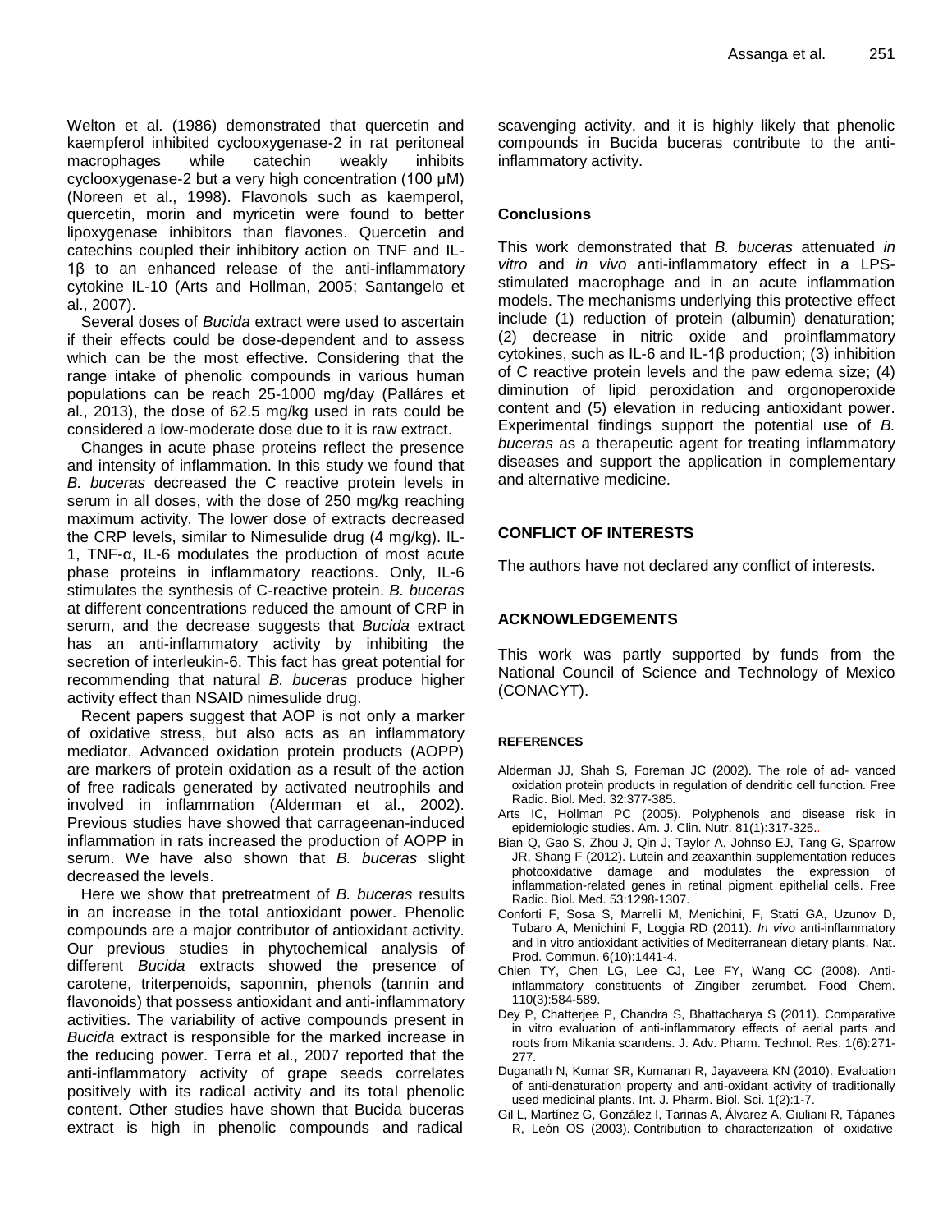Welton et al. (1986) demonstrated that quercetin and kaempferol inhibited cyclooxygenase-2 in rat peritoneal macrophages while catechin weakly inhibits cyclooxygenase-2 but a very high concentration (100 µM) (Noreen et al., 1998). Flavonols such as kaemperol, quercetin, morin and myricetin were found to better lipoxygenase inhibitors than flavones. Quercetin and catechins coupled their inhibitory action on TNF and IL-1β to an enhanced release of the anti-inflammatory cytokine IL-10 (Arts and Hollman, 2005; Santangelo et al., 2007).

Several doses of *Bucida* extract were used to ascertain if their effects could be dose-dependent and to assess which can be the most effective. Considering that the range intake of phenolic compounds in various human populations can be reach 25-1000 mg/day (Palláres et al., 2013), the dose of 62.5 mg/kg used in rats could be considered a low-moderate dose due to it is raw extract.

Changes in acute phase proteins reflect the presence and intensity of inflammation. In this study we found that *B. buceras* decreased the C reactive protein levels in serum in all doses, with the dose of 250 mg/kg reaching maximum activity. The lower dose of extracts decreased the CRP levels, similar to Nimesulide drug (4 mg/kg). IL-1, TNF-α, IL-6 modulates the production of most acute phase proteins in inflammatory reactions. Only, IL-6 stimulates the synthesis of C-reactive protein. *B. buceras* at different concentrations reduced the amount of CRP in serum, and the decrease suggests that *Bucida* extract has an anti-inflammatory activity by inhibiting the secretion of interleukin-6. This fact has great potential for recommending that natural *B. buceras* produce higher activity effect than NSAID nimesulide drug.

Recent papers suggest that AOP is not only a marker of oxidative stress, but also acts as an inflammatory mediator. Advanced oxidation protein products (AOPP) are markers of protein oxidation as a result of the action of free radicals generated by activated neutrophils and involved in inflammation (Alderman et al., 2002). Previous studies have showed that carrageenan-induced inflammation in rats increased the production of AOPP in serum. We have also shown that *B. buceras* slight decreased the levels.

Here we show that pretreatment of *B. buceras* results in an increase in the total antioxidant power. Phenolic compounds are a major contributor of antioxidant activity. Our previous studies in phytochemical analysis of different *Bucida* extracts showed the presence of carotene, triterpenoids, saponnin, phenols (tannin and flavonoids) that possess antioxidant and anti-inflammatory activities. The variability of active compounds present in *Bucida* extract is responsible for the marked increase in the reducing power. Terra et al., 2007 reported that the anti-inflammatory activity of grape seeds correlates positively with its radical activity and its total phenolic content. Other studies have shown that Bucida buceras extract is high in phenolic compounds and radical scavenging activity, and it is highly likely that phenolic compounds in Bucida buceras contribute to the anti-inflammatory activity.

## Conclusions

This work demonstrated that *B. buceras* attenuated *in vitro* and *in vivo* anti-inflammatory effect in a LPS-stimulated macrophage and in an acute inflammation models. The mechanisms underlying this protective effect include (1) reduction of protein (albumin) denaturation; (2) decrease in nitric oxide and proinflammatory cytokines, such as IL-6 and IL-1β production; (3) inhibition of C reactive protein levels and the paw edema size; (4) diminution of lipid peroxidation and orgonoperoxide content and (5) elevation in reducing antioxidant power. Experimental findings support the potential use of *B. buceras* as a therapeutic agent for treating inflammatory diseases and support the application in complementary and alternative medicine.

## CONFLICT OF INTERESTS

The authors have not declared any conflict of interests.

## ACKNOWLEDGEMENTS

This work was partly supported by funds from the National Council of Science and Technology of Mexico (CONACYT).

## REFERENCES

Alderman JJ, Shah S, Foreman JC (2002). The role of ad- vanced oxidation protein products in regulation of dendritic cell function. Free Radic. Biol. Med. 32:377-385.

Arts IC, Hollman PC (2005). Polyphenols and disease risk in epidemiologic studies. Am. J. Clin. Nutr. 81(1):317-325..

Bian Q, Gao S, Zhou J, Qin J, Taylor A, Johnso EJ, Tang G, Sparrow JR, Shang F (2012). Lutein and zeaxanthin supplementation reduces photooxidative damage and modulates the expression of inflammation-related genes in retinal pigment epithelial cells. Free Radic. Biol. Med. 53:1298-1307.

Conforti F, Sosa S, Marrelli M, Menichini, F, Statti GA, Uzunov D, Tubaro A, Menichini F, Loggia RD (2011). *In vivo* anti-inflammatory and in vitro antioxidant activities of Mediterranean dietary plants. Nat. Prod. Commun. 6(10):1441-4.

Chien TY, Chen LG, Lee CJ, Lee FY, Wang CC (2008). Anti-inflammatory constituents of Zingiber zerumbet. Food Chem. 110(3):584-589.

Dey P, Chatterjee P, Chandra S, Bhattacharya S (2011). Comparative in vitro evaluation of anti-inflammatory effects of aerial parts and roots from Mikania scandens. J. Adv. Pharm. Technol. Res. 1(6):271-277.

Duganath N, Kumar SR, Kumanan R, Jayaveera KN (2010). Evaluation of anti-denaturation property and anti-oxidant activity of traditionally used medicinal plants. Int. J. Pharm. Biol. Sci. 1(2):1-7.

Gil L, Martínez G, González I, Tarinas A, Álvarez A, Giuliani R, Tápanes R, León OS (2003). Contribution to characterization of oxidative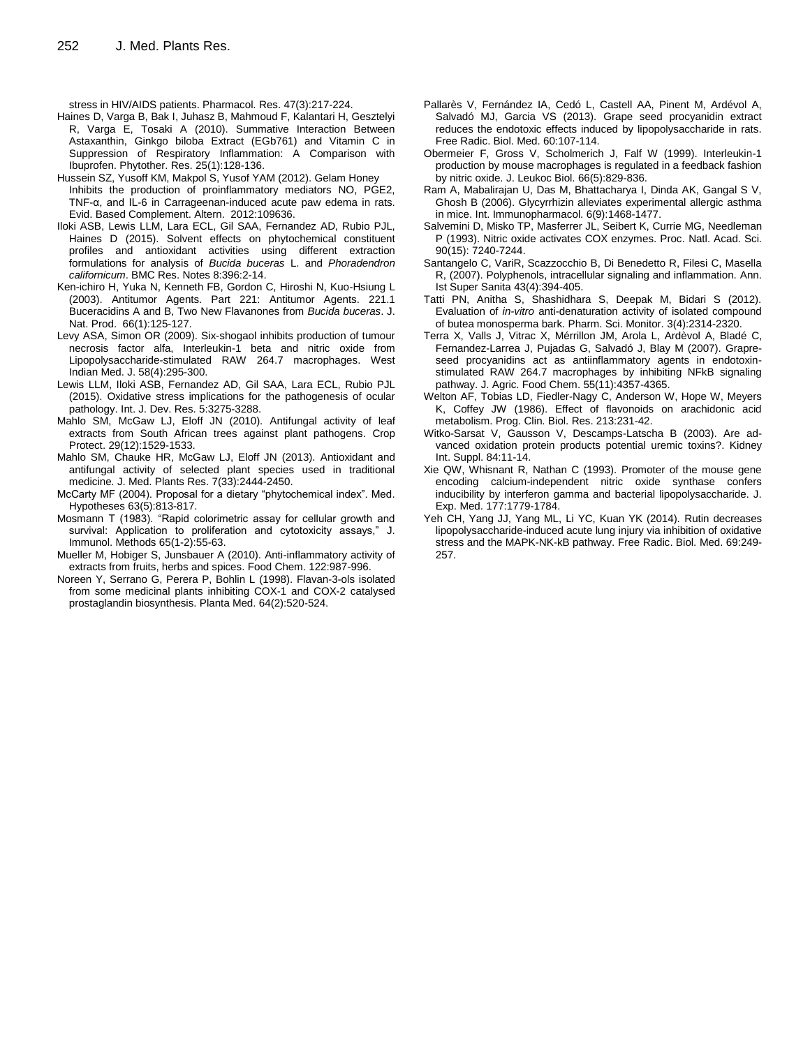stress in HIV/AIDS patients. Pharmacol. Res. 47(3):217-224.

Haines D, Varga B, Bak I, Juhasz B, Mahmoud F, Kalantari H, Gesztelyi R, Varga E, Tosaki A (2010). Summative Interaction Between Astaxanthin, Ginkgo biloba Extract (EGb761) and Vitamin C in Suppression of Respiratory Inflammation: A Comparison with Ibuprofen. Phytother. Res. 25(1):128-136.

Hussein SZ, Yusoff KM, Makpol S, Yusof YAM (2012). Gelam Honey Inhibits the production of proinflammatory mediators NO, PGE2, TNF-α, and IL-6 in Carrageenan-induced acute paw edema in rats. Evid. Based Complement. Altern. 2012:109636.

Iloki ASB, Lewis LLM, Lara ECL, Gil SAA, Fernandez AD, Rubio PJL, Haines D (2015). Solvent effects on phytochemical constituent profiles and antioxidant activities using different extraction formulations for analysis of *Bucida buceras* L. and *Phoradendron californicum*. BMC Res. Notes 8:396:2-14.

Ken-ichiro H, Yuka N, Kenneth FB, Gordon C, Hiroshi N, Kuo-Hsiung L (2003). Antitumor Agents. Part 221: Antitumor Agents. 221.1 Buceracidins A and B, Two New Flavanones from *Bucida buceras*. J. Nat. Prod. 66(1):125-127.

Levy ASA, Simon OR (2009). Six-shogaol inhibits production of tumour necrosis factor alfa, Interleukin-1 beta and nitric oxide from Lipopolysaccharide-stimulated RAW 264.7 macrophages. West Indian Med. J. 58(4):295-300.

Lewis LLM, Iloki ASB, Fernandez AD, Gil SAA, Lara ECL, Rubio PJL (2015). Oxidative stress implications for the pathogenesis of ocular pathology. Int. J. Dev. Res. 5:3275-3288.

Mahlo SM, McGaw LJ, Eloff JN (2010). Antifungal activity of leaf extracts from South African trees against plant pathogens. Crop Protect. 29(12):1529-1533.

Mahlo SM, Chauke HR, McGaw LJ, Eloff JN (2013). Antioxidant and antifungal activity of selected plant species used in traditional medicine. J. Med. Plants Res. 7(33):2444-2450.

McCarty MF (2004). Proposal for a dietary "phytochemical index". Med. Hypotheses 63(5):813-817.

Mosmann T (1983). "Rapid colorimetric assay for cellular growth and survival: Application to proliferation and cytotoxicity assays," J. Immunol. Methods 65(1-2):55-63.

Mueller M, Hobiger S, Junsbauer A (2010). Anti-inflammatory activity of extracts from fruits, herbs and spices. Food Chem. 122:987-996.

Noreen Y, Serrano G, Perera P, Bohlin L (1998). Flavan-3-ols isolated from some medicinal plants inhibiting COX-1 and COX-2 catalysed prostaglandin biosynthesis. Planta Med. 64(2):520-524.

Pallarès V, Fernández IA, Cedó L, Castell AA, Pinent M, Ardévol A, Salvadó MJ, Garcia VS (2013). Grape seed procyanidin extract reduces the endotoxic effects induced by lipopolysaccharide in rats. Free Radic. Biol. Med. 60:107-114.

Obermeier F, Gross V, Scholmerich J, Falf W (1999). Interleukin-1 production by mouse macrophages is regulated in a feedback fashion by nitric oxide. J. Leukoc Biol. 66(5):829-836.

Ram A, Mabalirajan U, Das M, Bhattacharya I, Dinda AK, Gangal S V, Ghosh B (2006). Glycyrrhizin alleviates experimental allergic asthma in mice. Int. Immunopharmacol. 6(9):1468-1477.

Salvemini D, Misko TP, Masferrer JL, Seibert K, Currie MG, Needleman P (1993). Nitric oxide activates COX enzymes. Proc. Natl. Acad. Sci. 90(15): 7240-7244.

Santangelo C, VariR, Scazzocchio B, Di Benedetto R, Filesi C, Masella R, (2007). Polyphenols, intracellular signaling and inflammation. Ann. Ist Super Sanita 43(4):394-405.

Tatti PN, Anitha S, Shashidhara S, Deepak M, Bidari S (2012). Evaluation of *in-vitro* anti-denaturation activity of isolated compound of butea monosperma bark. Pharm. Sci. Monitor. 3(4):2314-2320.

Terra X, Valls J, Vitrac X, Mérrillon JM, Arola L, Ardèvol A, Bladé C, Fernandez-Larrea J, Pujadas G, Salvadó J, Blay M (2007). Grapre-seed procyanidins act as antiinflammatory agents in endotoxin-stimulated RAW 264.7 macrophages by inhibiting NFkB signaling pathway. J. Agric. Food Chem. 55(11):4357-4365.

Welton AF, Tobias LD, Fiedler-Nagy C, Anderson W, Hope W, Meyers K, Coffey JW (1986). Effect of flavonoids on arachidonic acid metabolism. Prog. Clin. Biol. Res. 213:231-42.

Witko-Sarsat V, Gausson V, Descamps-Latscha B (2003). Are advanced oxidation protein products potential uremic toxins?. Kidney Int. Suppl. 84:11-14.

Xie QW, Whisnant R, Nathan C (1993). Promoter of the mouse gene encoding calcium-independent nitric oxide synthase confers inducibility by interferon gamma and bacterial lipopolysaccharide. J. Exp. Med. 177:1779-1784.

Yeh CH, Yang JJ, Yang ML, Li YC, Kuan YK (2014). Rutin decreases lipopolysaccharide-induced acute lung injury via inhibition of oxidative stress and the MAPK-NK-kB pathway. Free Radic. Biol. Med. 69:249-257.